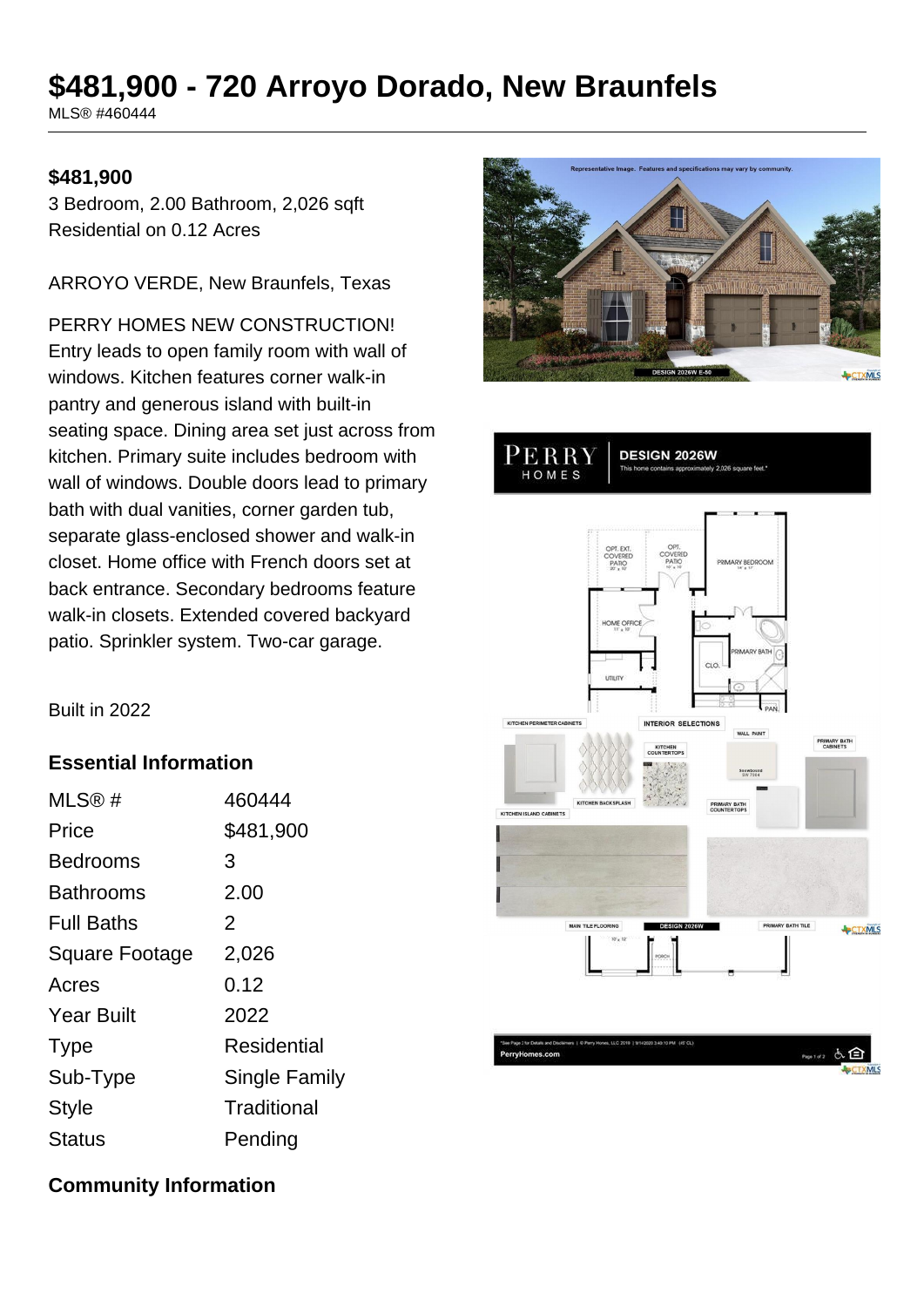# $481,900 - 720 Arroyo Dorado, New Braunfels

MLS® #460444

**$481,900**

3 Bedroom, 2.00 Bathroom, 2,026 sqft

Residential on 0.12 Acres

ARROYO VERDE, New Braunfels, Texas

PERRY HOMES NEW CONSTRUCTION! Entry leads to open family room with wall of windows. Kitchen features corner walk-in pantry and generous island with built-in seating space. Dining area set just across from kitchen. Primary suite includes bedroom with wall of windows. Double doors lead to primary bath with dual vanities, corner garden tub, separate glass-enclosed shower and walk-in closet. Home office with French doors set at back entrance. Secondary bedrooms feature walk-in closets. Extended covered backyard patio. Sprinkler system. Two-car garage.

Built in 2022

## Essential Information

| | |
|---|---|
| MLS® # | 460444 |
| Price | $481,900 |
| Bedrooms | 3 |
| Bathrooms | 2.00 |
| Full Baths | 2 |
| Square Footage | 2,026 |
| Acres | 0.12 |
| Year Built | 2022 |
| Type | Residential |
| Sub-Type | Single Family |
| Style | Traditional |
| Status | Pending |

## Community Information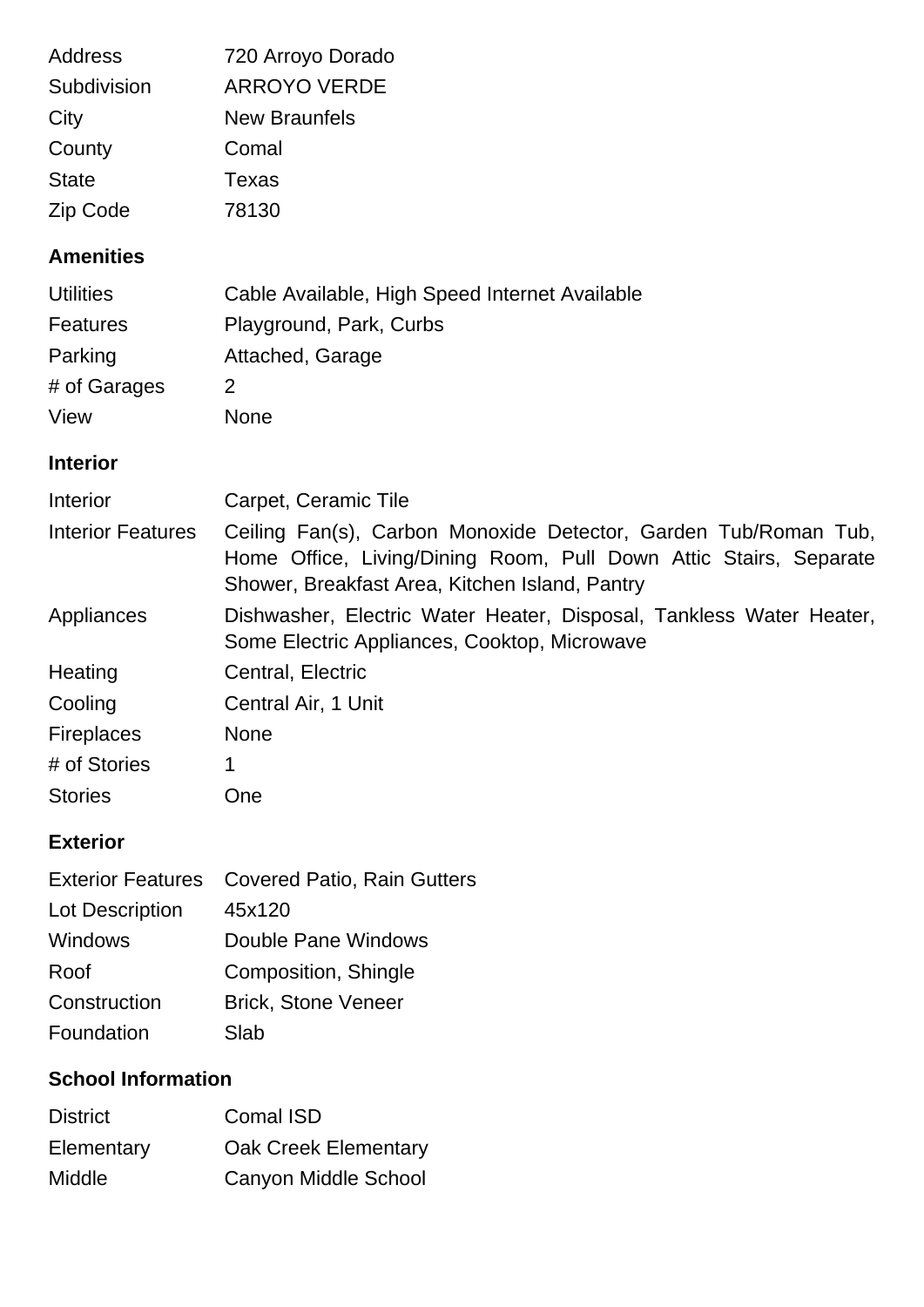| | |
|---|---|
| Address | 720 Arroyo Dorado |
| Subdivision | ARROYO VERDE |
| City | New Braunfels |
| County | Comal |
| State | Texas |
| Zip Code | 78130 |

## Amenities

| | |
|---|---|
| Utilities | Cable Available, High Speed Internet Available |
| Features | Playground, Park, Curbs |
| Parking | Attached, Garage |
| # of Garages | 2 |
| View | None |

## Interior

| | |
|---|---|
| Interior | Carpet, Ceramic Tile |
| Interior Features | Ceiling Fan(s), Carbon Monoxide Detector, Garden Tub/Roman Tub, Home Office, Living/Dining Room, Pull Down Attic Stairs, Separate Shower, Breakfast Area, Kitchen Island, Pantry |
| Appliances | Dishwasher, Electric Water Heater, Disposal, Tankless Water Heater, Some Electric Appliances, Cooktop, Microwave |
| Heating | Central, Electric |
| Cooling | Central Air, 1 Unit |
| Fireplaces | None |
| # of Stories | 1 |
| Stories | One |

## Exterior

| | |
|---|---|
| Exterior Features | Covered Patio, Rain Gutters |
| Lot Description | 45x120 |
| Windows | Double Pane Windows |
| Roof | Composition, Shingle |
| Construction | Brick, Stone Veneer |
| Foundation | Slab |

## School Information

| | |
|---|---|
| District | Comal ISD |
| Elementary | Oak Creek Elementary |
| Middle | Canyon Middle School |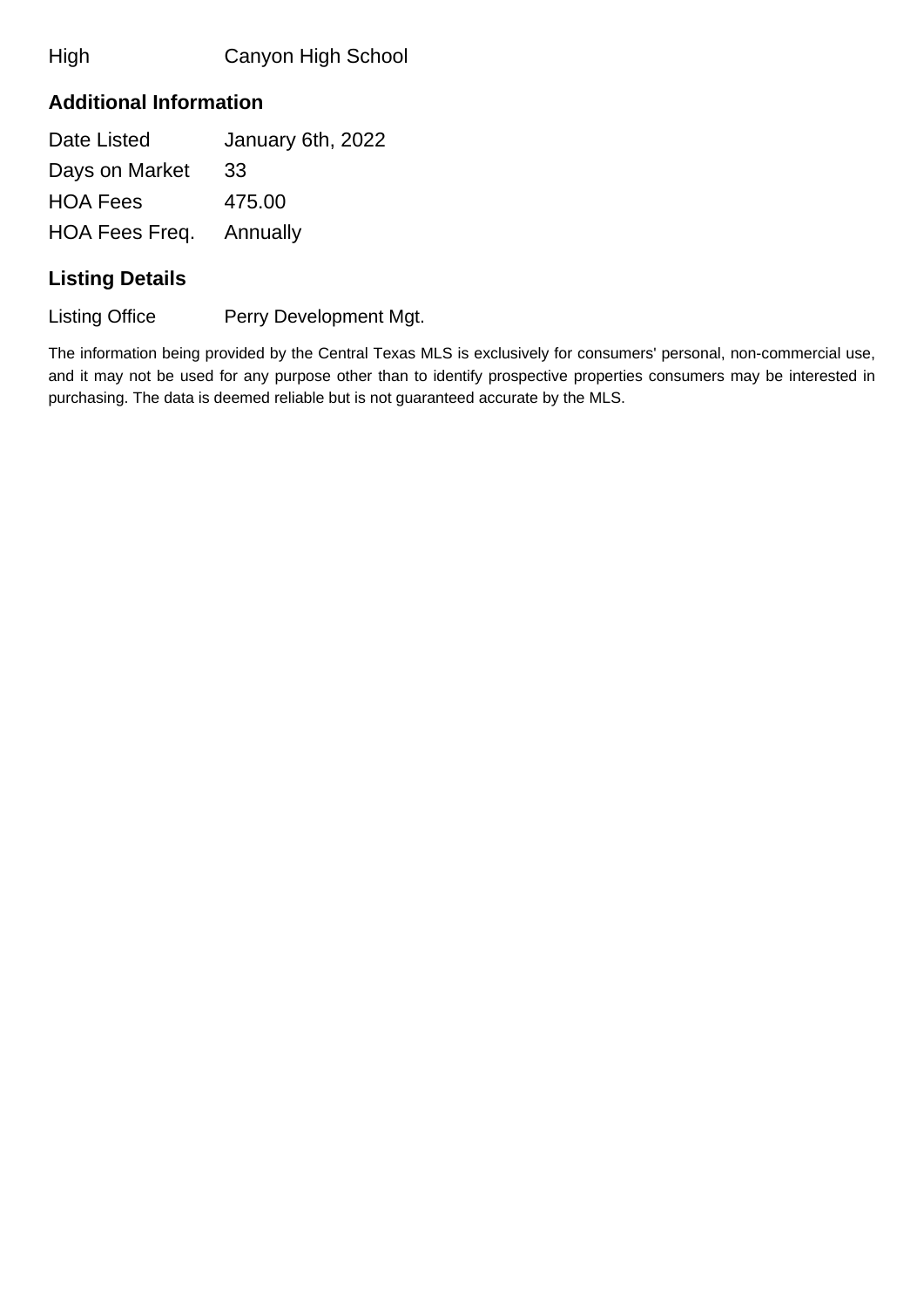| | |
|---|---|
| High | Canyon High School |

## Additional Information

| | |
|---|---|
| Date Listed | January 6th, 2022 |
| Days on Market | 33 |
| HOA Fees | 475.00 |
| HOA Fees Freq. | Annually |

## Listing Details

| | |
|---|---|
| Listing Office | Perry Development Mgt. |

The information being provided by the Central Texas MLS is exclusively for consumers' personal, non-commercial use, and it may not be used for any purpose other than to identify prospective properties consumers may be interested in purchasing. The data is deemed reliable but is not guaranteed accurate by the MLS.